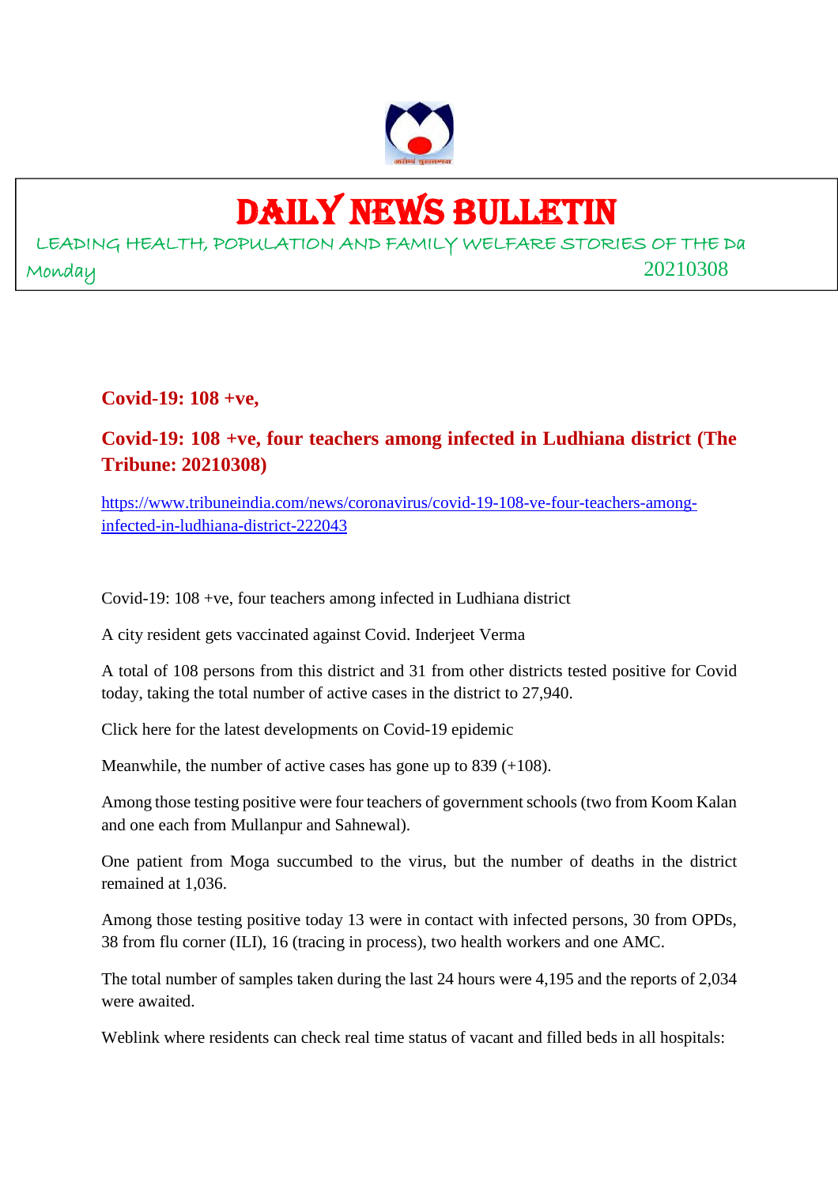# DAILY NEWS BULLETIN

LEADING HEALTH, POPULATION AND FAMILY WELFARE STORIES OF THE Da

Monday 20210308

## Covid-19: 108 +ve,

## Covid-19: 108 +ve, four teachers among infected in Ludhiana district (The Tribune: 20210308)

https://www.tribuneindia.com/news/coronavirus/covid-19-108-ve-four-teachers-among-infected-in-ludhiana-district-222043

Covid-19: 108 +ve, four teachers among infected in Ludhiana district

A city resident gets vaccinated against Covid. Inderjeet Verma

A total of 108 persons from this district and 31 from other districts tested positive for Covid today, taking the total number of active cases in the district to 27,940.

Click here for the latest developments on Covid-19 epidemic

Meanwhile, the number of active cases has gone up to 839 (+108).

Among those testing positive were four teachers of government schools (two from Koom Kalan and one each from Mullanpur and Sahnewal).

One patient from Moga succumbed to the virus, but the number of deaths in the district remained at 1,036.

Among those testing positive today 13 were in contact with infected persons, 30 from OPDs, 38 from flu corner (ILI), 16 (tracing in process), two health workers and one AMC.

The total number of samples taken during the last 24 hours were 4,195 and the reports of 2,034 were awaited.

Weblink where residents can check real time status of vacant and filled beds in all hospitals: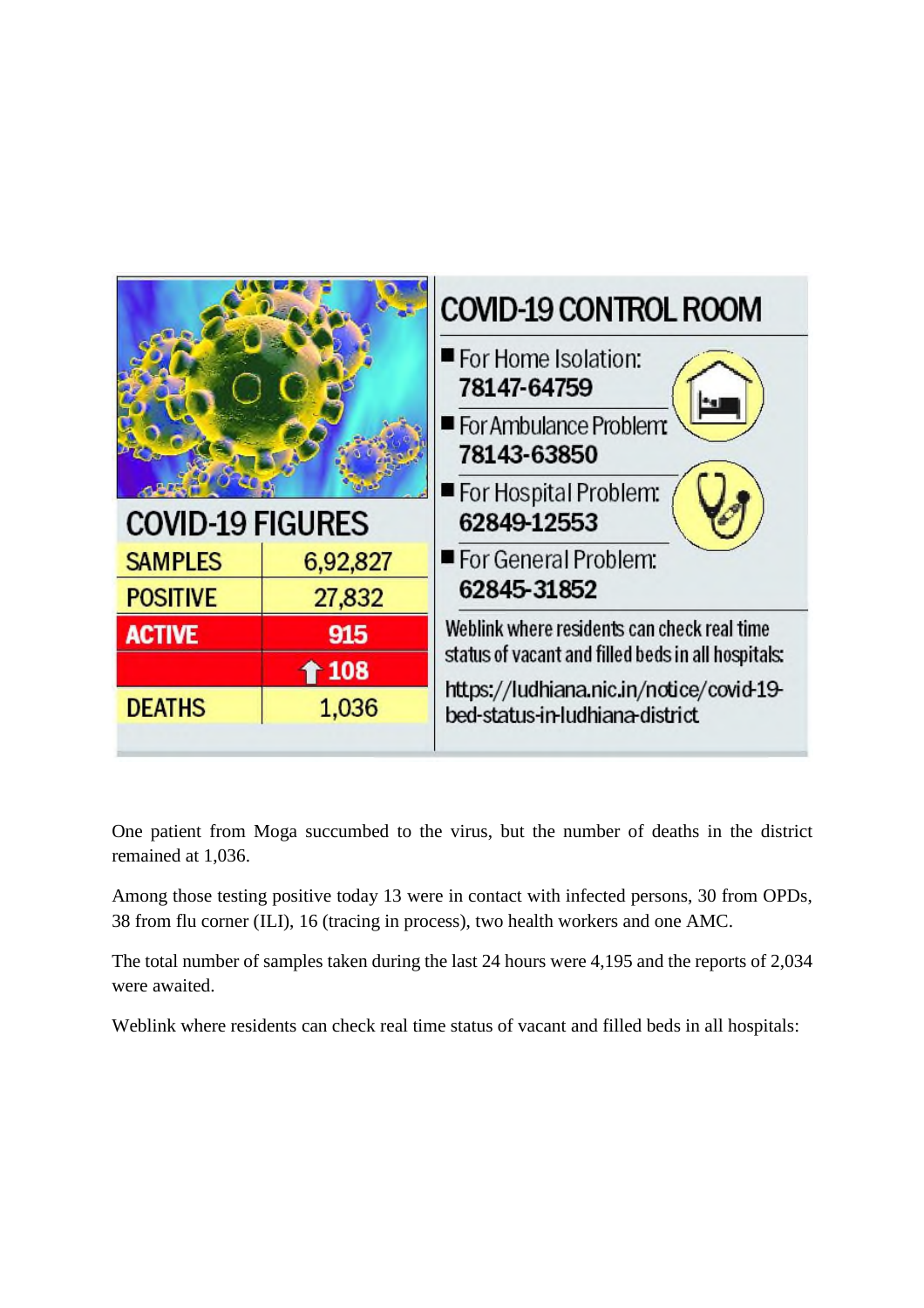## COVID-19 FIGURES

| SAMPLES | 6,92,827 |
|---|---|
| POSITIVE | 27,832 |
| ACTIVE | 915 |
| | ↑ 108 |
| DEATHS | 1,036 |

## COVID-19 CONTROL ROOM

- For Home Isolation: **78147-64759**
- For Ambulance Problem: **78143-63850**
- For Hospital Problem: **62849-12553**
- For General Problem: **62845-31852**

Weblink where residents can check real time status of vacant and filled beds in all hospitals:
https://ludhiana.nic.in/notice/covid-19-bed-status-in-ludhiana-district

One patient from Moga succumbed to the virus, but the number of deaths in the district remained at 1,036.

Among those testing positive today 13 were in contact with infected persons, 30 from OPDs, 38 from flu corner (ILI), 16 (tracing in process), two health workers and one AMC.

The total number of samples taken during the last 24 hours were 4,195 and the reports of 2,034 were awaited.

Weblink where residents can check real time status of vacant and filled beds in all hospitals: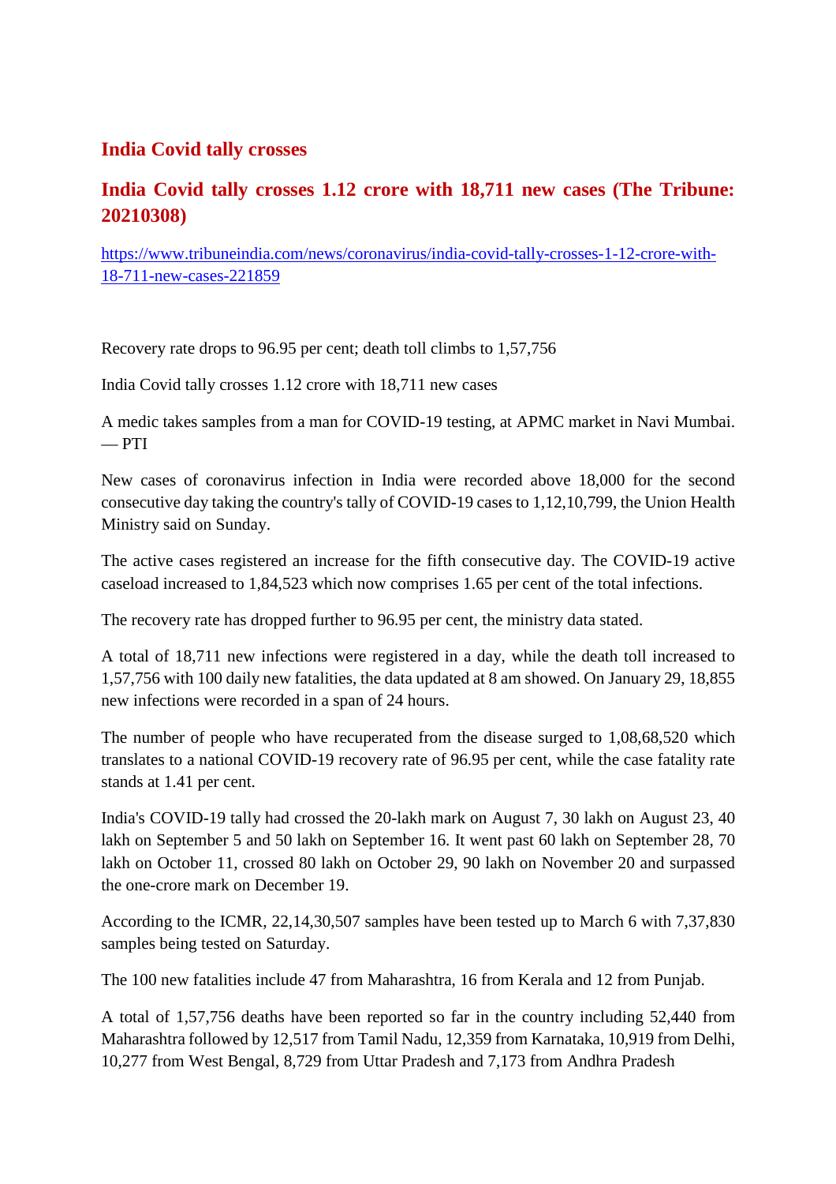## India Covid tally crosses

## India Covid tally crosses 1.12 crore with 18,711 new cases (The Tribune: 20210308)

https://www.tribuneindia.com/news/coronavirus/india-covid-tally-crosses-1-12-crore-with-18-711-new-cases-221859

Recovery rate drops to 96.95 per cent; death toll climbs to 1,57,756

India Covid tally crosses 1.12 crore with 18,711 new cases

A medic takes samples from a man for COVID-19 testing, at APMC market in Navi Mumbai. — PTI

New cases of coronavirus infection in India were recorded above 18,000 for the second consecutive day taking the country's tally of COVID-19 cases to 1,12,10,799, the Union Health Ministry said on Sunday.

The active cases registered an increase for the fifth consecutive day. The COVID-19 active caseload increased to 1,84,523 which now comprises 1.65 per cent of the total infections.

The recovery rate has dropped further to 96.95 per cent, the ministry data stated.

A total of 18,711 new infections were registered in a day, while the death toll increased to 1,57,756 with 100 daily new fatalities, the data updated at 8 am showed. On January 29, 18,855 new infections were recorded in a span of 24 hours.

The number of people who have recuperated from the disease surged to 1,08,68,520 which translates to a national COVID-19 recovery rate of 96.95 per cent, while the case fatality rate stands at 1.41 per cent.

India's COVID-19 tally had crossed the 20-lakh mark on August 7, 30 lakh on August 23, 40 lakh on September 5 and 50 lakh on September 16. It went past 60 lakh on September 28, 70 lakh on October 11, crossed 80 lakh on October 29, 90 lakh on November 20 and surpassed the one-crore mark on December 19.

According to the ICMR, 22,14,30,507 samples have been tested up to March 6 with 7,37,830 samples being tested on Saturday.

The 100 new fatalities include 47 from Maharashtra, 16 from Kerala and 12 from Punjab.

A total of 1,57,756 deaths have been reported so far in the country including 52,440 from Maharashtra followed by 12,517 from Tamil Nadu, 12,359 from Karnataka, 10,919 from Delhi, 10,277 from West Bengal, 8,729 from Uttar Pradesh and 7,173 from Andhra Pradesh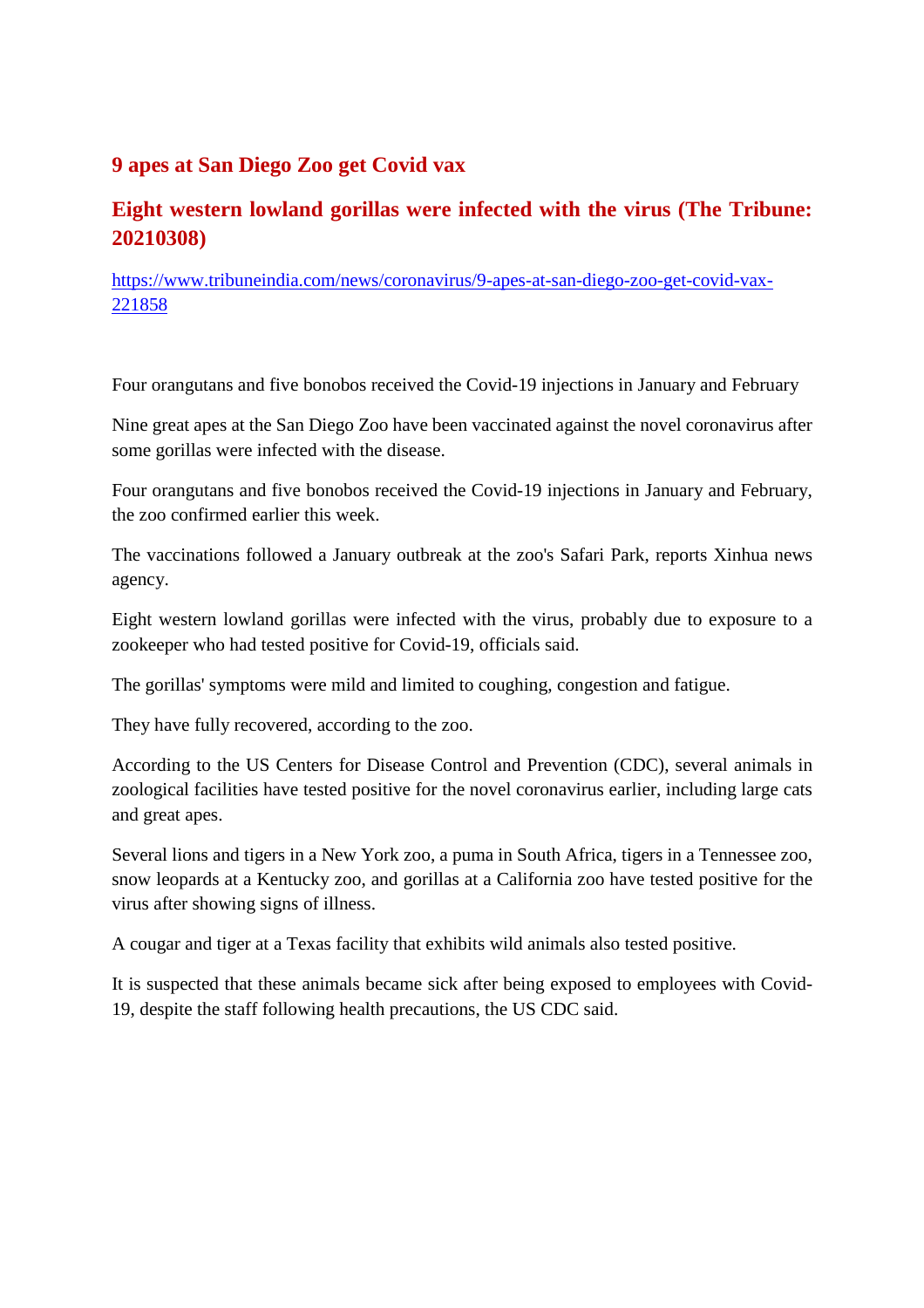## 9 apes at San Diego Zoo get Covid vax

## Eight western lowland gorillas were infected with the virus (The Tribune: 20210308)

https://www.tribuneindia.com/news/coronavirus/9-apes-at-san-diego-zoo-get-covid-vax-221858

Four orangutans and five bonobos received the Covid-19 injections in January and February

Nine great apes at the San Diego Zoo have been vaccinated against the novel coronavirus after some gorillas were infected with the disease.

Four orangutans and five bonobos received the Covid-19 injections in January and February, the zoo confirmed earlier this week.

The vaccinations followed a January outbreak at the zoo's Safari Park, reports Xinhua news agency.

Eight western lowland gorillas were infected with the virus, probably due to exposure to a zookeeper who had tested positive for Covid-19, officials said.

The gorillas' symptoms were mild and limited to coughing, congestion and fatigue.

They have fully recovered, according to the zoo.

According to the US Centers for Disease Control and Prevention (CDC), several animals in zoological facilities have tested positive for the novel coronavirus earlier, including large cats and great apes.

Several lions and tigers in a New York zoo, a puma in South Africa, tigers in a Tennessee zoo, snow leopards at a Kentucky zoo, and gorillas at a California zoo have tested positive for the virus after showing signs of illness.

A cougar and tiger at a Texas facility that exhibits wild animals also tested positive.

It is suspected that these animals became sick after being exposed to employees with Covid-19, despite the staff following health precautions, the US CDC said.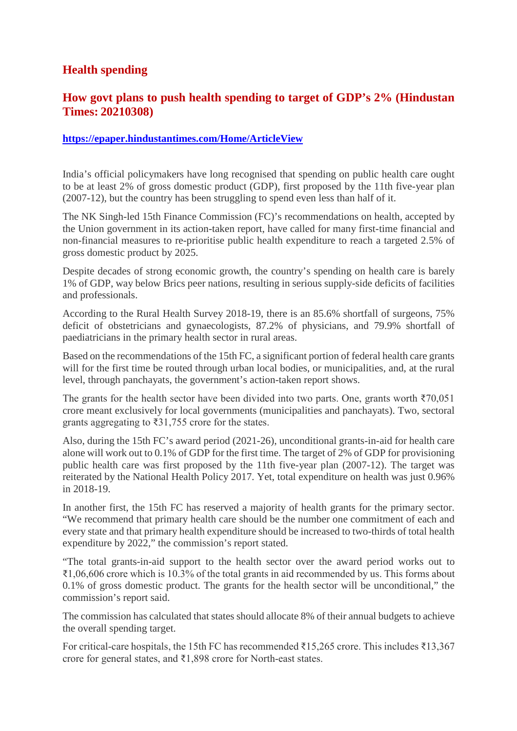## Health spending

## How govt plans to push health spending to target of GDP's 2% (Hindustan Times: 20210308)

**https://epaper.hindustantimes.com/Home/ArticleView**

India's official policymakers have long recognised that spending on public health care ought to be at least 2% of gross domestic product (GDP), first proposed by the 11th five-year plan (2007-12), but the country has been struggling to spend even less than half of it.

The NK Singh-led 15th Finance Commission (FC)'s recommendations on health, accepted by the Union government in its action-taken report, have called for many first-time financial and non-financial measures to re-prioritise public health expenditure to reach a targeted 2.5% of gross domestic product by 2025.

Despite decades of strong economic growth, the country's spending on health care is barely 1% of GDP, way below Brics peer nations, resulting in serious supply-side deficits of facilities and professionals.

According to the Rural Health Survey 2018-19, there is an 85.6% shortfall of surgeons, 75% deficit of obstetricians and gynaecologists, 87.2% of physicians, and 79.9% shortfall of paediatricians in the primary health sector in rural areas.

Based on the recommendations of the 15th FC, a significant portion of federal health care grants will for the first time be routed through urban local bodies, or municipalities, and, at the rural level, through panchayats, the government's action-taken report shows.

The grants for the health sector have been divided into two parts. One, grants worth ₹70,051 crore meant exclusively for local governments (municipalities and panchayats). Two, sectoral grants aggregating to ₹31,755 crore for the states.

Also, during the 15th FC's award period (2021-26), unconditional grants-in-aid for health care alone will work out to 0.1% of GDP for the first time. The target of 2% of GDP for provisioning public health care was first proposed by the 11th five-year plan (2007-12). The target was reiterated by the National Health Policy 2017. Yet, total expenditure on health was just 0.96% in 2018-19.

In another first, the 15th FC has reserved a majority of health grants for the primary sector. "We recommend that primary health care should be the number one commitment of each and every state and that primary health expenditure should be increased to two-thirds of total health expenditure by 2022," the commission's report stated.

"The total grants-in-aid support to the health sector over the award period works out to ₹1,06,606 crore which is 10.3% of the total grants in aid recommended by us. This forms about 0.1% of gross domestic product. The grants for the health sector will be unconditional," the commission's report said.

The commission has calculated that states should allocate 8% of their annual budgets to achieve the overall spending target.

For critical-care hospitals, the 15th FC has recommended ₹15,265 crore. This includes ₹13,367 crore for general states, and ₹1,898 crore for North-east states.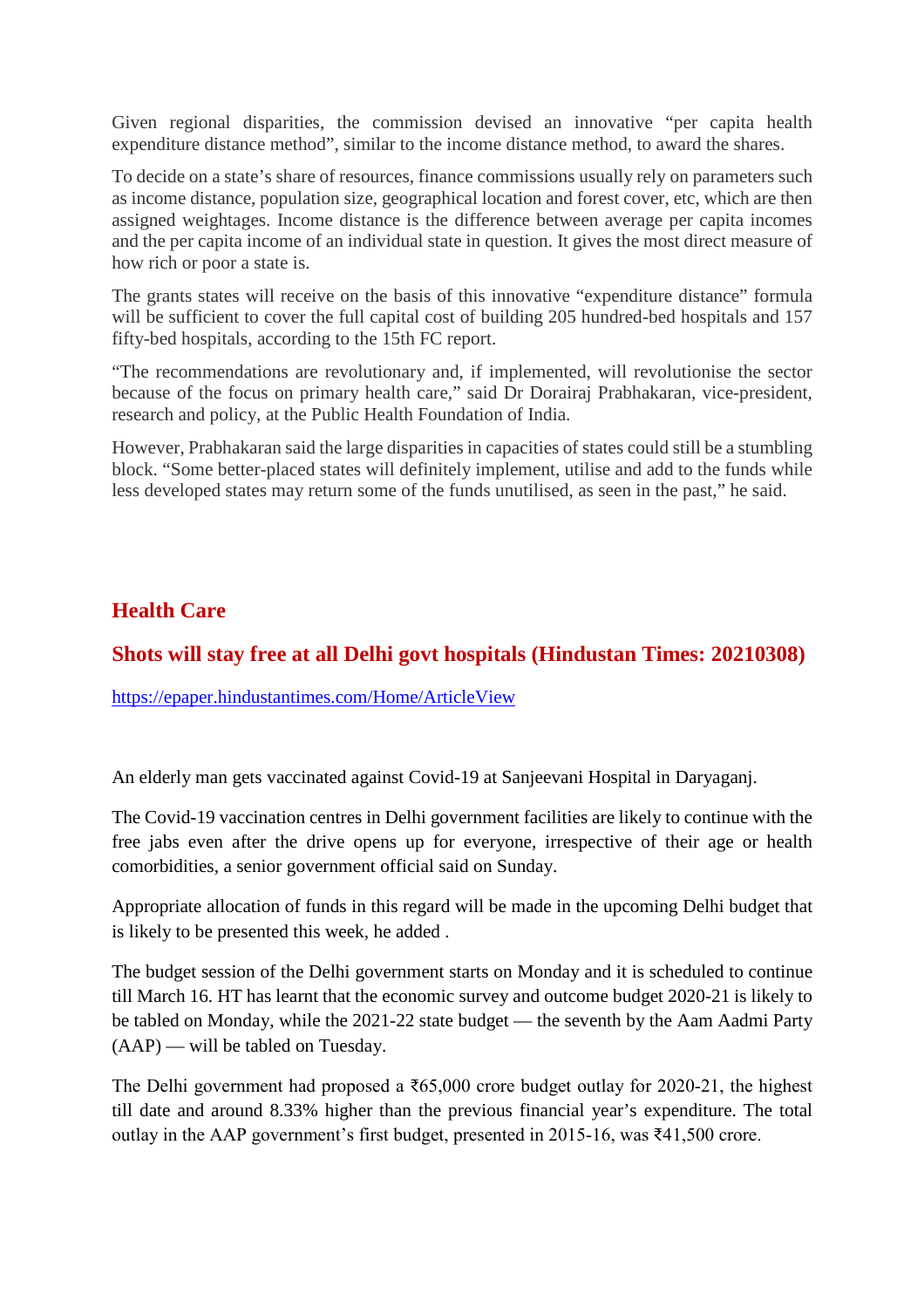Given regional disparities, the commission devised an innovative "per capita health expenditure distance method", similar to the income distance method, to award the shares.

To decide on a state's share of resources, finance commissions usually rely on parameters such as income distance, population size, geographical location and forest cover, etc, which are then assigned weightages. Income distance is the difference between average per capita incomes and the per capita income of an individual state in question. It gives the most direct measure of how rich or poor a state is.

The grants states will receive on the basis of this innovative "expenditure distance" formula will be sufficient to cover the full capital cost of building 205 hundred-bed hospitals and 157 fifty-bed hospitals, according to the 15th FC report.

"The recommendations are revolutionary and, if implemented, will revolutionise the sector because of the focus on primary health care," said Dr Dorairaj Prabhakaran, vice-president, research and policy, at the Public Health Foundation of India.

However, Prabhakaran said the large disparities in capacities of states could still be a stumbling block. "Some better-placed states will definitely implement, utilise and add to the funds while less developed states may return some of the funds unutilised, as seen in the past," he said.

## Health Care

## Shots will stay free at all Delhi govt hospitals (Hindustan Times: 20210308)

https://epaper.hindustantimes.com/Home/ArticleView

An elderly man gets vaccinated against Covid-19 at Sanjeevani Hospital in Daryaganj.

The Covid-19 vaccination centres in Delhi government facilities are likely to continue with the free jabs even after the drive opens up for everyone, irrespective of their age or health comorbidities, a senior government official said on Sunday.

Appropriate allocation of funds in this regard will be made in the upcoming Delhi budget that is likely to be presented this week, he added .

The budget session of the Delhi government starts on Monday and it is scheduled to continue till March 16. HT has learnt that the economic survey and outcome budget 2020-21 is likely to be tabled on Monday, while the 2021-22 state budget — the seventh by the Aam Aadmi Party (AAP) — will be tabled on Tuesday.

The Delhi government had proposed a ₹65,000 crore budget outlay for 2020-21, the highest till date and around 8.33% higher than the previous financial year's expenditure. The total outlay in the AAP government's first budget, presented in 2015-16, was ₹41,500 crore.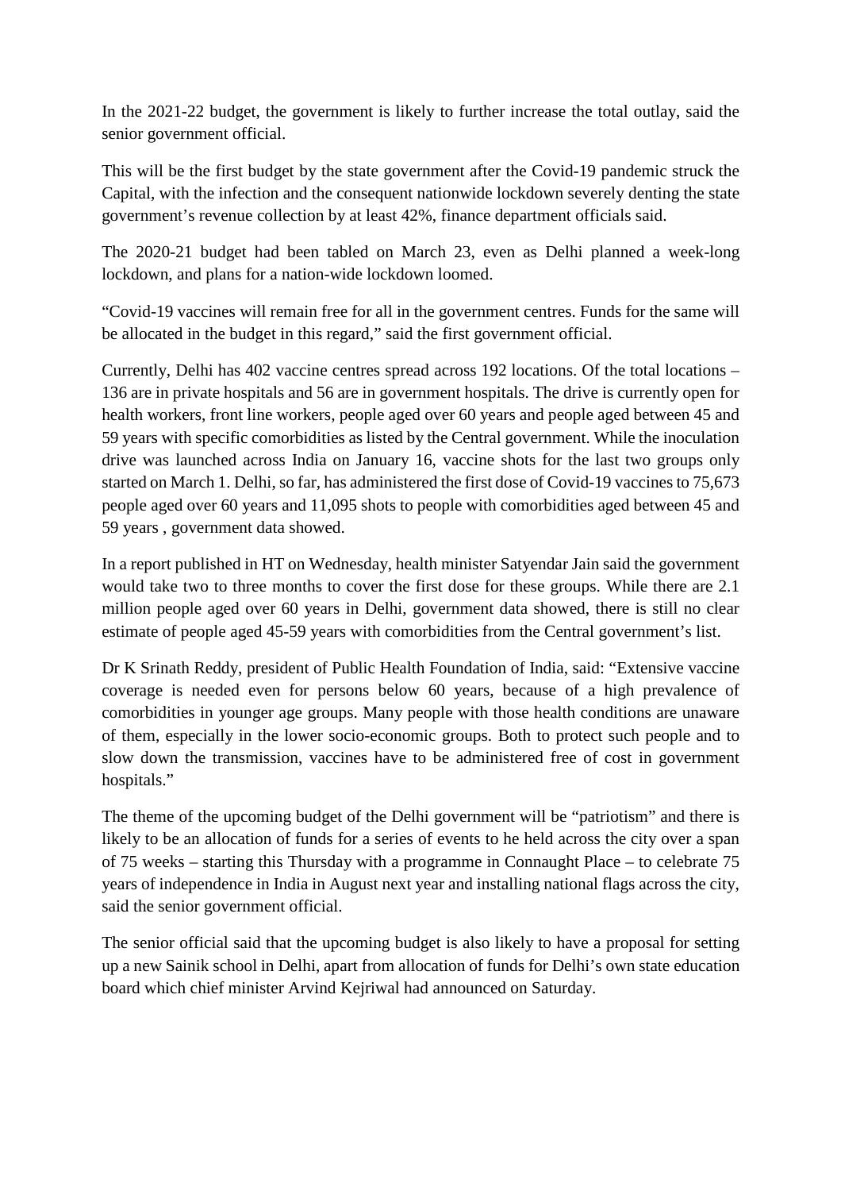In the 2021-22 budget, the government is likely to further increase the total outlay, said the senior government official.

This will be the first budget by the state government after the Covid-19 pandemic struck the Capital, with the infection and the consequent nationwide lockdown severely denting the state government's revenue collection by at least 42%, finance department officials said.

The 2020-21 budget had been tabled on March 23, even as Delhi planned a week-long lockdown, and plans for a nation-wide lockdown loomed.

"Covid-19 vaccines will remain free for all in the government centres. Funds for the same will be allocated in the budget in this regard," said the first government official.

Currently, Delhi has 402 vaccine centres spread across 192 locations. Of the total locations – 136 are in private hospitals and 56 are in government hospitals. The drive is currently open for health workers, front line workers, people aged over 60 years and people aged between 45 and 59 years with specific comorbidities as listed by the Central government. While the inoculation drive was launched across India on January 16, vaccine shots for the last two groups only started on March 1. Delhi, so far, has administered the first dose of Covid-19 vaccines to 75,673 people aged over 60 years and 11,095 shots to people with comorbidities aged between 45 and 59 years , government data showed.

In a report published in HT on Wednesday, health minister Satyendar Jain said the government would take two to three months to cover the first dose for these groups. While there are 2.1 million people aged over 60 years in Delhi, government data showed, there is still no clear estimate of people aged 45-59 years with comorbidities from the Central government's list.

Dr K Srinath Reddy, president of Public Health Foundation of India, said: "Extensive vaccine coverage is needed even for persons below 60 years, because of a high prevalence of comorbidities in younger age groups. Many people with those health conditions are unaware of them, especially in the lower socio-economic groups. Both to protect such people and to slow down the transmission, vaccines have to be administered free of cost in government hospitals."

The theme of the upcoming budget of the Delhi government will be "patriotism" and there is likely to be an allocation of funds for a series of events to he held across the city over a span of 75 weeks – starting this Thursday with a programme in Connaught Place – to celebrate 75 years of independence in India in August next year and installing national flags across the city, said the senior government official.

The senior official said that the upcoming budget is also likely to have a proposal for setting up a new Sainik school in Delhi, apart from allocation of funds for Delhi's own state education board which chief minister Arvind Kejriwal had announced on Saturday.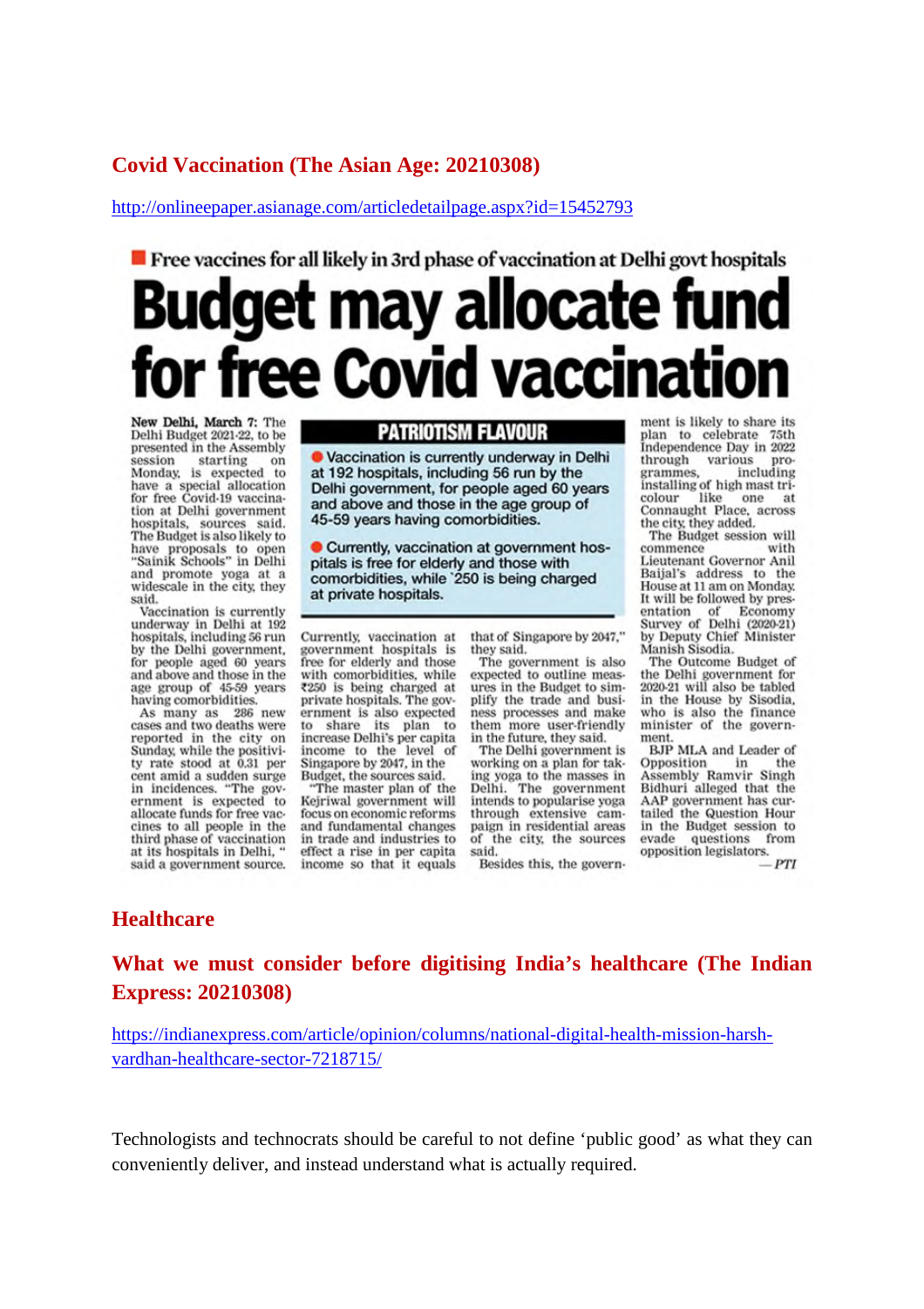## Covid Vaccination (The Asian Age: 20210308)

http://onlineepaper.asianage.com/articledetailpage.aspx?id=15452793

**Free vaccines for all likely in 3rd phase of vaccination at Delhi govt hospitals**

# Budget may allocate fund for free Covid vaccination

**PATRIOTISM FLAVOUR**

- Vaccination is currently underway in Delhi at 192 hospitals, including 56 run by the Delhi government, for people aged 60 years and above and those in the age group of 45-59 years having comorbidities.
- Currently, vaccination at government hospitals is free for elderly and those with comorbidities, while `250 is being charged at private hospitals.

**New Delhi, March 7:** The Delhi Budget 2021-22, to be presented in the Assembly session starting on Monday, is expected to have a special allocation for free Covid-19 vaccination at Delhi government hospitals, sources said. The Budget is also likely to have proposals to open "Sainik Schools" in Delhi and promote yoga at a widescale in the city, they said.

Vaccination is currently underway in Delhi at 192 hospitals, including 56 run by the Delhi government, for people aged 60 years and above and those in the age group of 45-59 years having comorbidities.

As many as 286 new cases and two deaths were reported in the city on Sunday, while the positivity rate stood at 0.31 per cent amid a sudden surge in incidences. "The government is expected to allocate funds for free vaccines to all people in the third phase of vaccination at its hospitals in Delhi, " said a government source.

Currently, vaccination at government hospitals is free for elderly and those with comorbidities, while ₹250 is being charged at private hospitals. The government is also expected to share its plan to increase Delhi's per capita income to the level of Singapore by 2047, in the Budget, the sources said.

"The master plan of the Kejriwal government will focus on economic reforms and fundamental changes in trade and industries to effect a rise in per capita income so that it equals that of Singapore by 2047," they said.

The government is also expected to outline measures in the Budget to simplify the trade and business processes and make them more user-friendly in the future, they said.

The Delhi government is working on a plan for taking yoga to the masses in Delhi. The government intends to popularise yoga through extensive campaign in residential areas of the city, the sources said.

Besides this, the government is likely to share its plan to celebrate 75th Independence Day in 2022 through various programmes, including installing of high mast tricolour like one at Connaught Place, across the city, they added.

The Budget session will commence with Lieutenant Governor Anil Baijal's address to the House at 11 am on Monday. It will be followed by presentation of Economy Survey of Delhi (2020-21) by Deputy Chief Minister Manish Sisodia.

The Outcome Budget of the Delhi government for 2020-21 will also be tabled in the House by Sisodia, who is also the finance minister of the government.

BJP MLA and Leader of Opposition in the Assembly Ramvir Singh Bidhuri alleged that the AAP government has curtailed the Question Hour in the Budget session to evade questions from opposition legislators.

— *PTI*

## Healthcare

## What we must consider before digitising India's healthcare (The Indian Express: 20210308)

https://indianexpress.com/article/opinion/columns/national-digital-health-mission-harsh-vardhan-healthcare-sector-7218715/

Technologists and technocrats should be careful to not define 'public good' as what they can conveniently deliver, and instead understand what is actually required.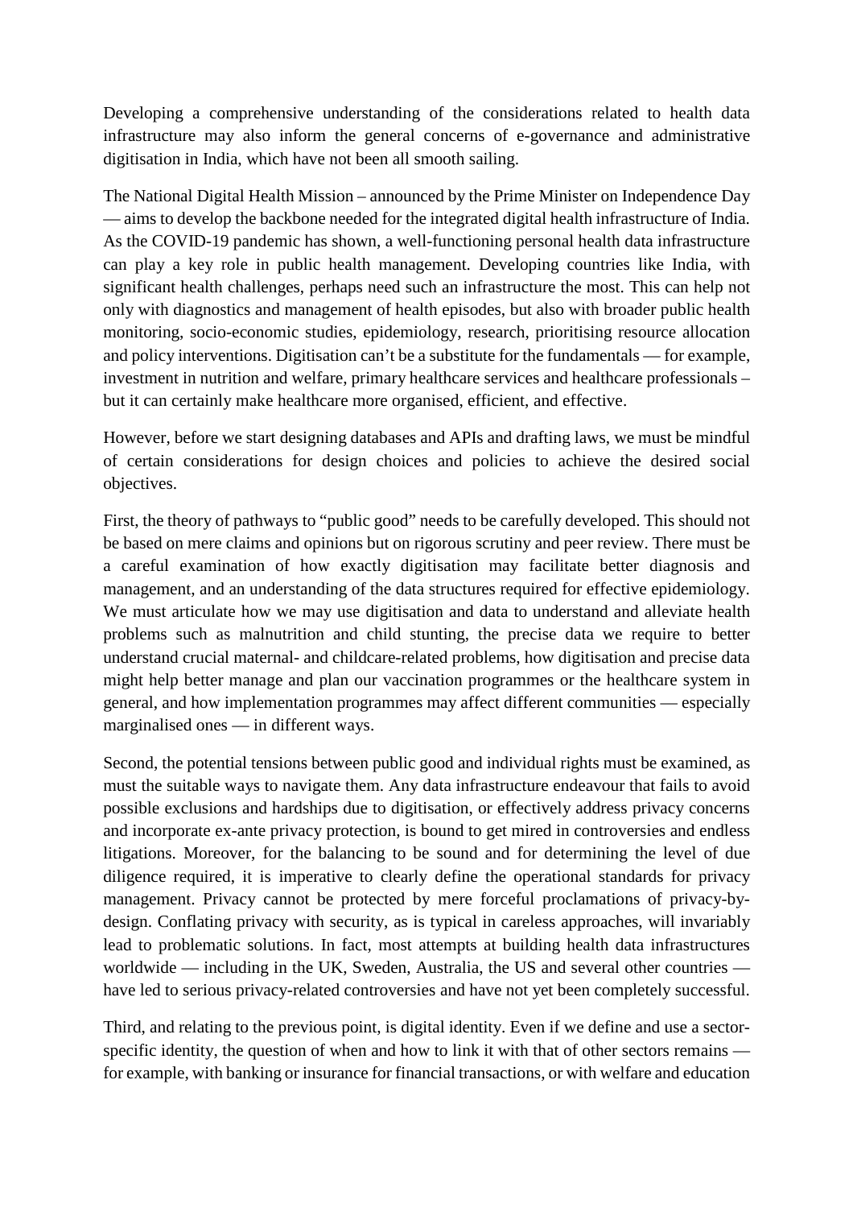Developing a comprehensive understanding of the considerations related to health data infrastructure may also inform the general concerns of e-governance and administrative digitisation in India, which have not been all smooth sailing.

The National Digital Health Mission – announced by the Prime Minister on Independence Day — aims to develop the backbone needed for the integrated digital health infrastructure of India. As the COVID-19 pandemic has shown, a well-functioning personal health data infrastructure can play a key role in public health management. Developing countries like India, with significant health challenges, perhaps need such an infrastructure the most. This can help not only with diagnostics and management of health episodes, but also with broader public health monitoring, socio-economic studies, epidemiology, research, prioritising resource allocation and policy interventions. Digitisation can't be a substitute for the fundamentals — for example, investment in nutrition and welfare, primary healthcare services and healthcare professionals – but it can certainly make healthcare more organised, efficient, and effective.

However, before we start designing databases and APIs and drafting laws, we must be mindful of certain considerations for design choices and policies to achieve the desired social objectives.

First, the theory of pathways to "public good" needs to be carefully developed. This should not be based on mere claims and opinions but on rigorous scrutiny and peer review. There must be a careful examination of how exactly digitisation may facilitate better diagnosis and management, and an understanding of the data structures required for effective epidemiology. We must articulate how we may use digitisation and data to understand and alleviate health problems such as malnutrition and child stunting, the precise data we require to better understand crucial maternal- and childcare-related problems, how digitisation and precise data might help better manage and plan our vaccination programmes or the healthcare system in general, and how implementation programmes may affect different communities — especially marginalised ones — in different ways.

Second, the potential tensions between public good and individual rights must be examined, as must the suitable ways to navigate them. Any data infrastructure endeavour that fails to avoid possible exclusions and hardships due to digitisation, or effectively address privacy concerns and incorporate ex-ante privacy protection, is bound to get mired in controversies and endless litigations. Moreover, for the balancing to be sound and for determining the level of due diligence required, it is imperative to clearly define the operational standards for privacy management. Privacy cannot be protected by mere forceful proclamations of privacy-by-design. Conflating privacy with security, as is typical in careless approaches, will invariably lead to problematic solutions. In fact, most attempts at building health data infrastructures worldwide — including in the UK, Sweden, Australia, the US and several other countries — have led to serious privacy-related controversies and have not yet been completely successful.

Third, and relating to the previous point, is digital identity. Even if we define and use a sector-specific identity, the question of when and how to link it with that of other sectors remains — for example, with banking or insurance for financial transactions, or with welfare and education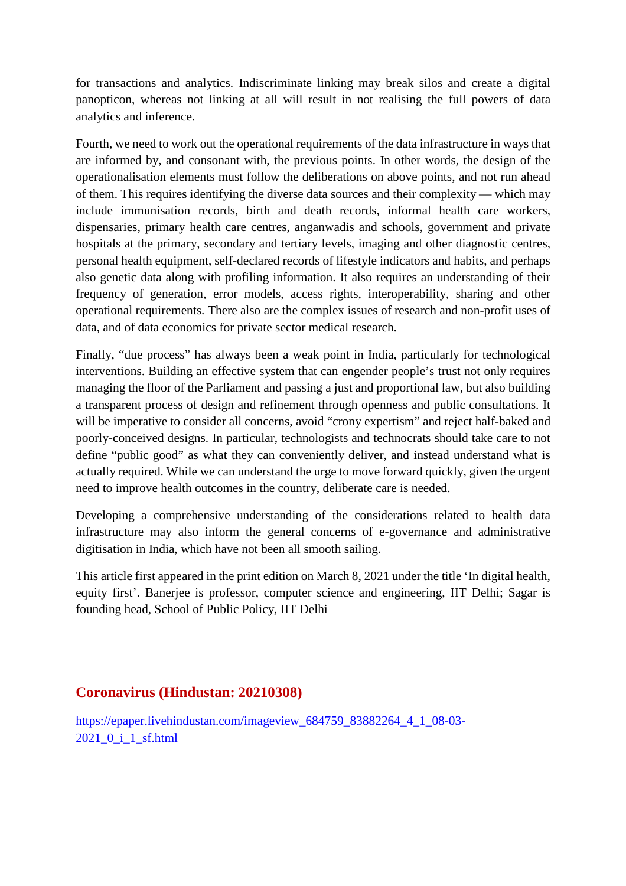for transactions and analytics. Indiscriminate linking may break silos and create a digital panopticon, whereas not linking at all will result in not realising the full powers of data analytics and inference.

Fourth, we need to work out the operational requirements of the data infrastructure in ways that are informed by, and consonant with, the previous points. In other words, the design of the operationalisation elements must follow the deliberations on above points, and not run ahead of them. This requires identifying the diverse data sources and their complexity — which may include immunisation records, birth and death records, informal health care workers, dispensaries, primary health care centres, anganwadis and schools, government and private hospitals at the primary, secondary and tertiary levels, imaging and other diagnostic centres, personal health equipment, self-declared records of lifestyle indicators and habits, and perhaps also genetic data along with profiling information. It also requires an understanding of their frequency of generation, error models, access rights, interoperability, sharing and other operational requirements. There also are the complex issues of research and non-profit uses of data, and of data economics for private sector medical research.

Finally, "due process" has always been a weak point in India, particularly for technological interventions. Building an effective system that can engender people's trust not only requires managing the floor of the Parliament and passing a just and proportional law, but also building a transparent process of design and refinement through openness and public consultations. It will be imperative to consider all concerns, avoid "crony expertism" and reject half-baked and poorly-conceived designs. In particular, technologists and technocrats should take care to not define "public good" as what they can conveniently deliver, and instead understand what is actually required. While we can understand the urge to move forward quickly, given the urgent need to improve health outcomes in the country, deliberate care is needed.

Developing a comprehensive understanding of the considerations related to health data infrastructure may also inform the general concerns of e-governance and administrative digitisation in India, which have not been all smooth sailing.

This article first appeared in the print edition on March 8, 2021 under the title 'In digital health, equity first'. Banerjee is professor, computer science and engineering, IIT Delhi; Sagar is founding head, School of Public Policy, IIT Delhi

## Coronavirus (Hindustan: 20210308)

https://epaper.livehindustan.com/imageview_684759_83882264_4_1_08-03-2021_0_i_1_sf.html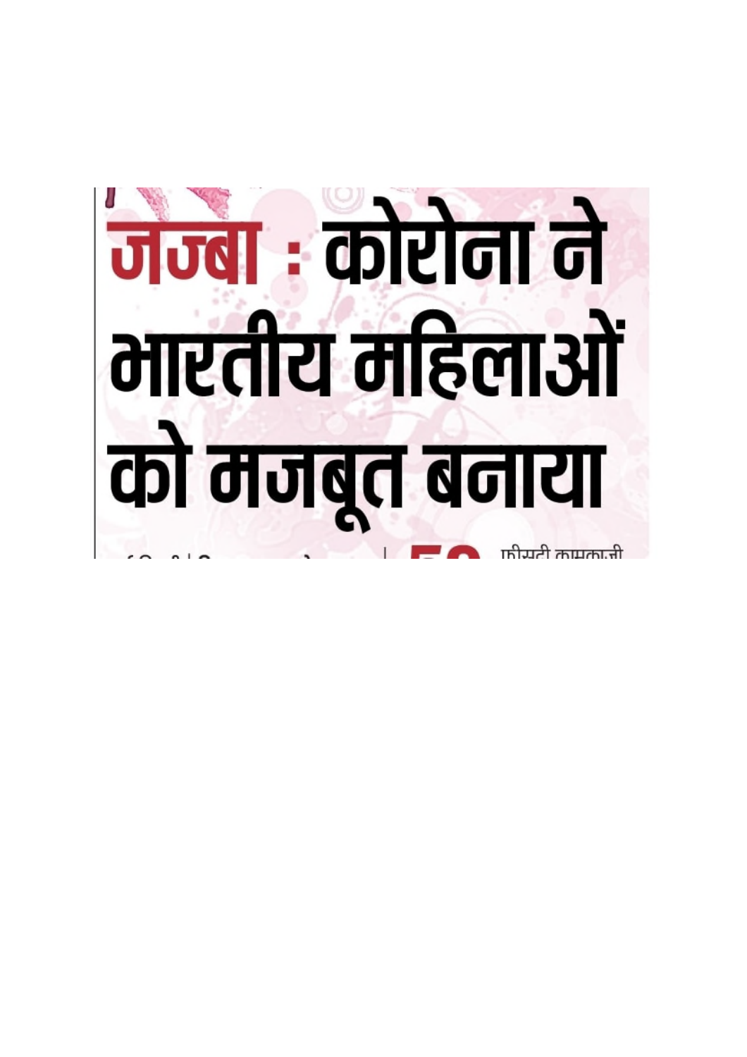# जज्बा : कोरोना ने भारतीय महिलाओं को मजबूत बनाया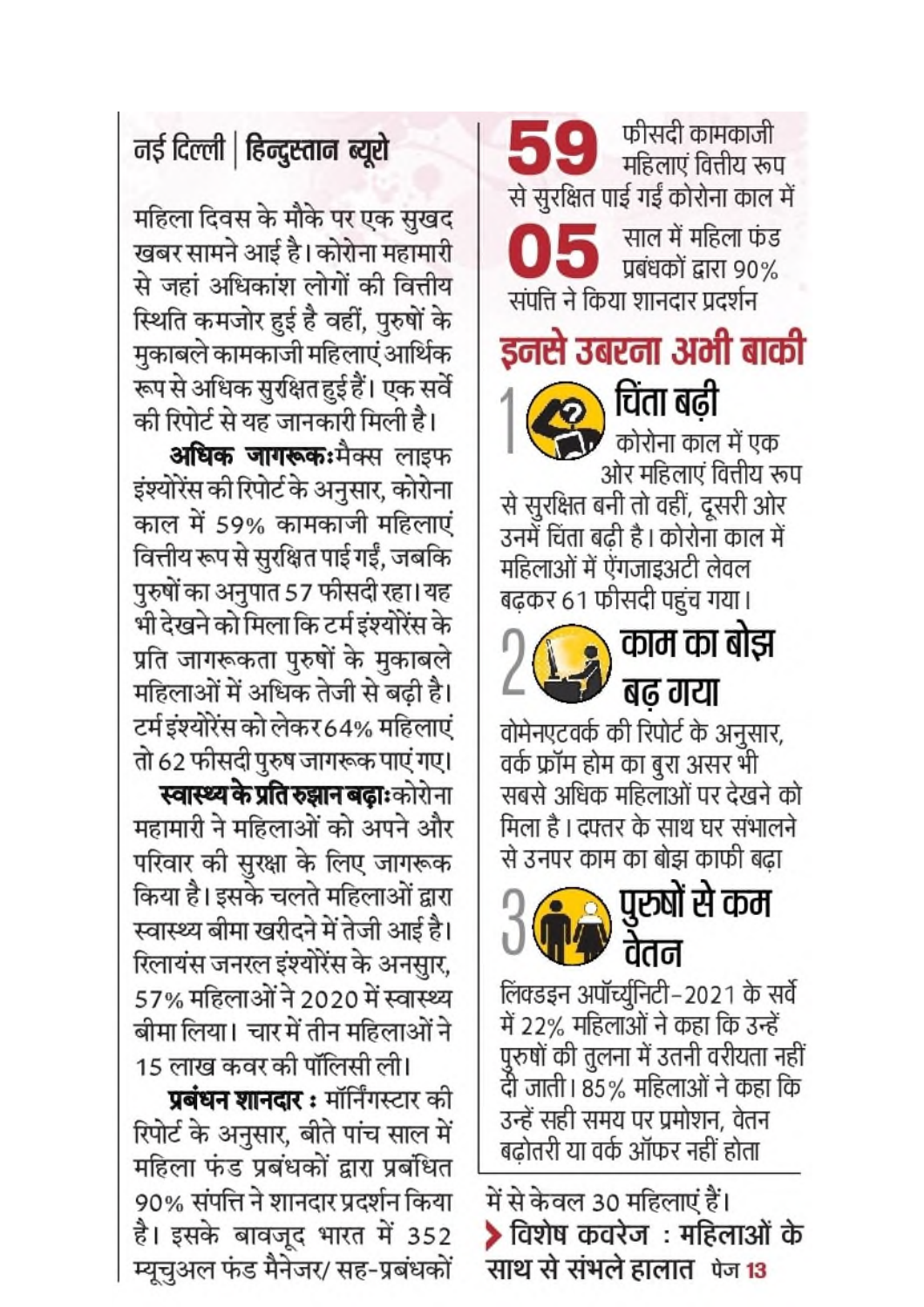नई दिल्ली | हिन्दुस्तान ब्यूरो

महिला दिवस के मौके पर एक सुखद खबर सामने आई है। कोरोना महामारी से जहां अधिकांश लोगों की वित्तीय स्थिति कमजोर हुई है वहीं, पुरुषों के मुकाबले कामकाजी महिलाएं आर्थिक रूप से अधिक सुरक्षित हुई हैं। एक सर्वे की रिपोर्ट से यह जानकारी मिली है।

**अधिक जागरूकः** मैक्स लाइफ इंश्योरेंस की रिपोर्ट के अनुसार, कोरोना काल में 59% कामकाजी महिलाएं वित्तीय रूप से सुरक्षित पाई गईं, जबकि पुरुषों का अनुपात 57 फीसदी रहा। यह भी देखने को मिला कि टर्म इंश्योरेंस के प्रति जागरूकता पुरुषों के मुकाबले महिलाओं में अधिक तेजी से बढ़ी है। टर्म इंश्योरेंस को लेकर 64% महिलाएं तो 62 फीसदी पुरुष जागरूक पाएं गए।

**स्वास्थ्य के प्रति रुझान बढ़ाः** कोरोना महामारी ने महिलाओं को अपने और परिवार की सुरक्षा के लिए जागरूक किया है। इसके चलते महिलाओं द्वारा स्वास्थ्य बीमा खरीदने में तेजी आई है। रिलायंस जनरल इंश्योरेंस के अनसुार, 57% महिलाओं ने 2020 में स्वास्थ्य बीमा लिया। चार में तीन महिलाओं ने 15 लाख कवर की पॉलिसी ली।

**प्रबंधन शानदार :** मॉर्निंगस्टार की रिपोर्ट के अनुसार, बीते पांच साल में महिला फंड प्रबंधकों द्वारा प्रबंधित 90% संपत्ति ने शानदार प्रदर्शन किया है। इसके बावजूद भारत में 352 म्यूचुअल फंड मैनेजर/ सह-प्रबंधकों में से केवल 30 महिलाएं हैं।

> विशेष कवरेज : महिलाओं के साथ से संभले हालात पेज 13

**59** फीसदी कामकाजी महिलाएं वित्तीय रूप से सुरक्षित पाई गईं कोरोना काल में

**05** साल में महिला फंड प्रबंधकों द्वारा 90% संपत्ति ने किया शानदार प्रदर्शन

## इनसे उबरना अभी बाकी

### 1 चिंता बढ़ी

कोरोना काल में एक ओर महिलाएं वित्तीय रूप से सुरक्षित बनी तो वहीं, दूसरी ओर उनमें चिंता बढ़ी है। कोरोना काल में महिलाओं में ऐंगजाइअटी लेवल बढ़कर 61 फीसदी पहुंच गया।

### 2 काम का बोझ बढ़ गया

वोमेनएटवर्क की रिपोर्ट के अनुसार, वर्क फ्रॉम होम का बुरा असर भी सबसे अधिक महिलाओं पर देखने को मिला है। दफ्तर के साथ घर संभालने से उनपर काम का बोझ काफी बढ़ा

### 3 पुरुषों से कम वेतन

लिंक्डइन अपॉर्च्युनिटी-2021 के सर्वे में 22% महिलाओं ने कहा कि उन्हें पुरुषों की तुलना में उतनी वरीयता नहीं दी जाती। 85% महिलाओं ने कहा कि उन्हें सही समय पर प्रमोशन, वेतन बढ़ोतरी या वर्क ऑफर नहीं होता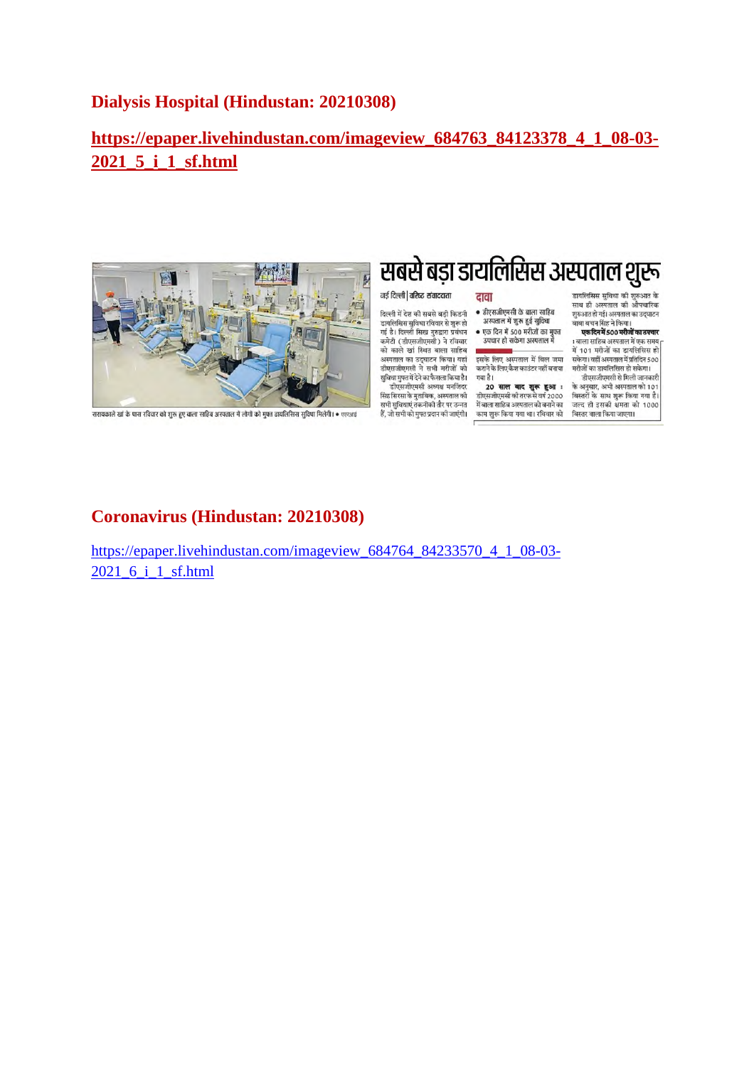## Dialysis Hospital (Hindustan: 20210308)

**https://epaper.livehindustan.com/imageview_684763_84123378_4_1_08-03-2021_5_i_1_sf.html**

# सबसे बड़ा डायलिसिस अस्पताल शुरू

नई दिल्ली | वरिष्ठ संवाददाता

दिल्ली में देश की सबसे बड़ी किडनी डायलिसिस सुविधा रविवार से शुरू हो गई है। दिल्ली सिख गुरुद्वारा प्रबंधन कमेटी (डीएसजीएमसी) ने रविवार को काले खां स्थित बाला साहिब अस्पताल का उद्घाटन किया। यहां डीएसजीएमसी ने सभी मरीजों को सुविधा मुफ्त में देने का फैसला किया है।

डीएसजीएमसी अध्यक्ष मनजिंदर सिंह सिरसा के मुताबिक, अस्पताल की सभी सुविधाएं तकनीकी तौर पर उन्नत हैं, जो सभी को मुफ्त प्रदान की जाएंगी।

**दावा**

- डीएसजीएमसी के बाला साहिब अस्पताल में शुरू हुई सुविधा
- एक दिन में 500 मरीजों का मुफ्त उपचार हो सकेगा अस्पताल में

इसके लिए अस्पताल में बिल जमा कराने के लिए कैश काउंटर नहीं बनाया गया है।

**20 साल बाद शुरू हुआ :** डीएसजीएमसी की तरफ से वर्ष 2000 में बाला साहिब अस्पताल को बनाने का काम शुरू किया गया था। रविवार को डायलिसिस सुविधा की शुरुआत के साथ ही अस्पताल की औपचारिक शुरुआत हो गई। अस्पताल का उद्घाटन बाबा बचन सिंह ने किया।

**एक दिन में 500 मरीजों का उपचार :** बाला साहिब अस्पताल में एक समय में 101 मरीजों का डायलिसिस हो सकेगा। वहीं अस्पताल में प्रतिदिन 500 मरीजों का डायलिसिस हो सकेगा।

डीएसजीएमसी से मिली जानकारी के अनुसार, अभी अस्पताल को 101 बिस्तरों के साथ शुरू किया गया है। जल्द ही इसकी क्षमता को 1000 बिस्तर वाला किया जाएगा।

सरायकाले खां के पास रविवार को शुरू हुए बाला साहिब अस्पताल में लोगों को मुफ्त डायलिसिस सुविधा मिलेगी। • एएनआई

## Coronavirus (Hindustan: 20210308)

https://epaper.livehindustan.com/imageview_684764_84233570_4_1_08-03-2021_6_i_1_sf.html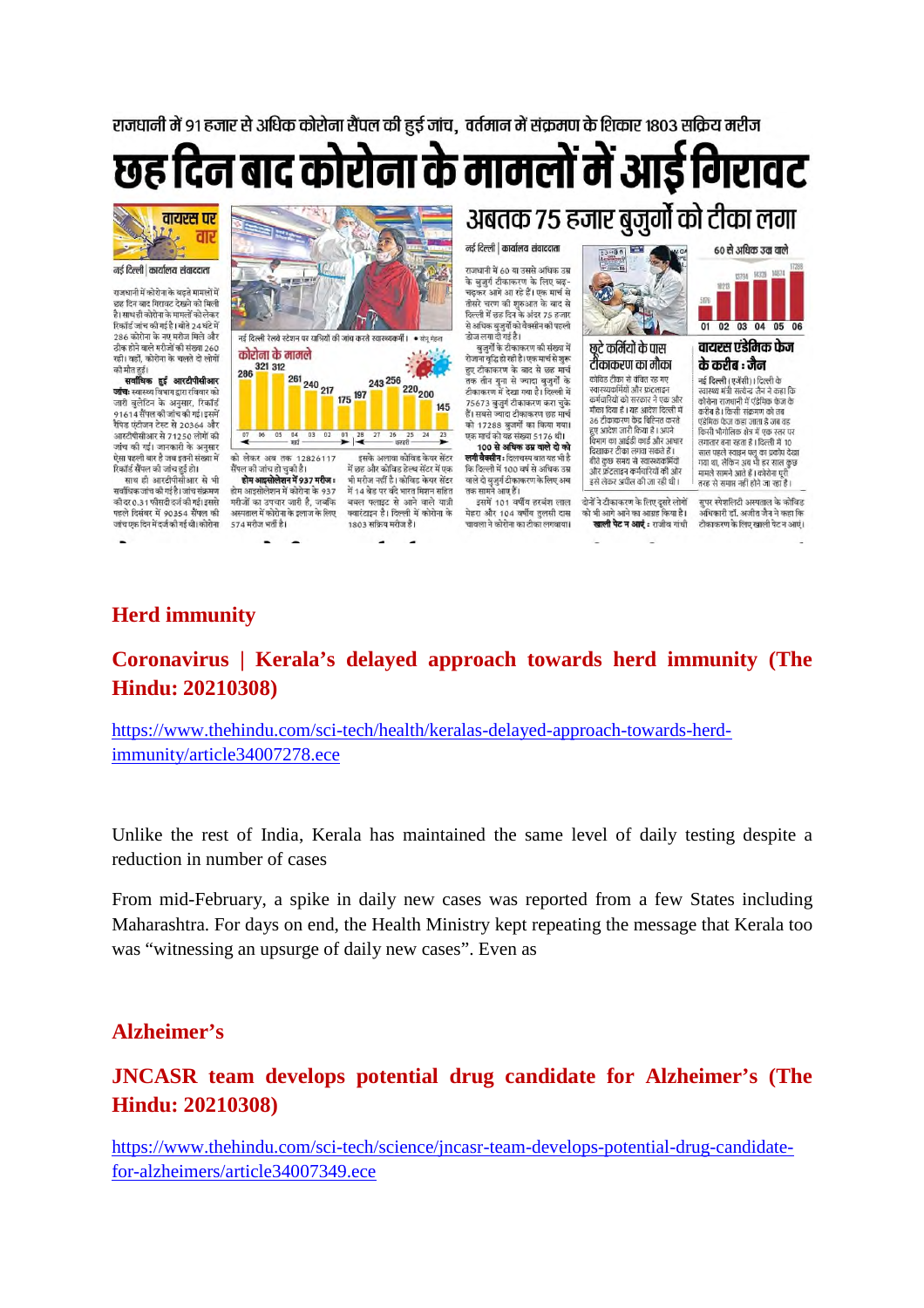राजधानी में 91 हजार से अधिक कोरोना सैंपल की हुई जांच, वर्तमान में संक्रमण के शिकार 1803 सक्रिय मरीज

# छह दिन बाद कोरोना के मामलों में आई गिरावट

वायरस पर वार

नई दिल्ली | कार्यालय संवाददाता

राजधानी में कोरोना के बढ़ते मामलों में छह दिन बाद गिरावट देखने को मिली है। साथ ही कोरोना के मामलों को लेकर रिकॉर्ड जांच की गई है। बीते 24 घंटे में 286 कोरोना के नए मरीज मिले और ठीक होने वाले मरीजों की संख्या 260 रही। वहीं, कोरोना के चलते दो लोगों की मौत हुई।

**सर्वाधिक हुई आरटीपीसीआर जांच:** स्वास्थ्य विभाग द्वारा रविवार को जारी बुलेटिन के अनुसार, रिकॉर्ड 91614 सैंपल की जांच की गई। इसमें रैपिड एंटीजन टेस्ट से 20364 और आरटीपीसीआर से 71250 लोगों की जांच की गई। जानकारी के अनुसार ऐसा पहली बार है जब इतनी संख्या में रिकॉर्ड सैंपल की जांच हुई हो।

साथ ही आरटीपीसीआर से भी सर्वाधिक जांच की गई है। जांच संक्रमण की दर 0.31 फीसदी दर्ज की गई। इससे पहले दिसंबर में 90354 सैंपल की जांच एक दिन में दर्ज की गई थी। कोरोना को लेकर अब तक 12826117 सैंपल की जांच हो चुकी है।

**होम आइसोलेशन में 937 मरीज:** होम आइसोलेशन में कोरोना के 937 मरीजों का उपचार जारी है, जबकि अस्पताल में कोरोना के इलाज के लिए 574 मरीज भर्ती हैं।

इसके अलावा कोविड केयर सेंटर में छह और कोविड हेल्थ सेंटर में एक भी मरीज नहीं है। कोविड केयर सेंटर में 14 बेड पर वंदे भारत मिशन सहित बाहरी फ्लाइट से आने वाले यात्री क्वारंटाइन हैं। दिल्ली में कोरोना के 1803 सक्रिय मरीज हैं।

नई दिल्ली रेलवे स्टेशन पर यात्रियों की जांच करते स्वास्थ्यकर्मी। • संजू मेहता

**कोरोना के मामले**

| 07 | 06 | 05 | 04 | 03 | 02 | 01 | 28 | 27 | 26 | 25 | 24 | 23 |
|---|---|---|---|---|---|---|---|---|---|---|---|---|
| 286 | 321 | 312 | 261 | 240 | 217 | 175 | 197 | 243 | 256 | 220 | 200 | 145 |

मार्च | फरवरी

# अबतक 75 हजार बुजुर्गों को टीका लगा

नई दिल्ली | कार्यालय संवाददाता

राजधानी में 60 या उससे अधिक उम्र के बुजुर्ग टीकाकरण के लिए बढ़-चढ़कर आगे आ रहे हैं। एक मार्च से तीसरे चरण की शुरुआत के बाद से दिल्ली में छह दिन के अंदर 75 हजार से अधिक बुजुर्गों को वैक्सीन की पहली डोज लगा दी गई है।

बुजुर्गों के टीकाकरण की संख्या में रोजाना वृद्धि हो रही है। एक मार्च से शुरू हुए टीकाकरण के बाद से छह मार्च तक तीन गुना से ज्यादा बुजुर्गों के टीकाकरण में देखा गया है। दिल्ली में 75673 बुजुर्ग टीकाकरण करा चुके हैं। सबसे ज्यादा टीकाकरण छह मार्च को 17288 बुजुर्गों का किया गया। एक मार्च को यह संख्या 5176 थी।

**100 से अधिक उम्र वाले दो को लगी वैक्सीन:** दिलचस्प बात यह भी है कि दिल्ली में 100 वर्ष से अधिक उम्र वाले दो बुजुर्ग टीकाकरण के लिए अब तक सामने आए हैं।

इसमें 101 वर्षीय हरबंश लाल मेहरा और 104 वर्षीय तुलसी दास चावला ने कोरोना का टीका लगवाया।

**60 से अधिक उम्र वाले**

| 01 | 02 | 03 | 04 | 05 | 06 |
|---|---|---|---|---|---|
| 5176 | 10213 | 13794 | 14320 | 14874 | 17288 |

## छूटे कर्मियों के पास टीकाकरण का मौका

कोविड टीका से वंचित रह गए स्वास्थ्यकर्मियों और फ्रंटलाइन कर्मचारियों को सरकार ने एक और मौका दिया है। यह आदेश दिल्ली में 36 टीकाकरण केंद्र चिह्नित करते हुए आदेश जारी किया है। अपने विभाग का आईडी कार्ड और आधार दिखाकर टीका लगवा सकते हैं। बीते कुछ समय से स्वास्थ्यकर्मियों और फ्रंटलाइन कर्मचारियों की ओर इसे लेकर अपील की जा रही थी।

दोनों ने टीकाकरण के लिए दूसरे लोगों को भी आगे आने का आग्रह किया है। **खाली पेट न आएं :** राजीव गांधी सुपर स्पेशलिटी अस्पताल के कोविड अधिकारी डॉ. अजीत जैन ने कहा कि टीकाकरण के लिए खाली पेट न आएं।

## वायरस एंडेमिक फेज के करीब : जैन

नई दिल्ली (एजेंसी)। दिल्ली के स्वास्थ्य मंत्री सत्येंद्र जैन ने कहा कि कोरोना राजधानी में एंडेमिक फेज के करीब है। किसी संक्रमण को तब एंडेमिक फेज कहा जाता है जब वह किसी भौगोलिक क्षेत्र में एक स्तर पर लगातार बना रहता है। दिल्ली में 10 साल पहले स्वाइन फ्लू का प्रकोप देखा गया था, लेकिन अब भी हर साल कुछ मामले सामने आते हैं। कोरोना पूरी तरह से समाप्त नहीं होने जा रहा है।

## Herd immunity

## Coronavirus | Kerala's delayed approach towards herd immunity (The Hindu: 20210308)

https://www.thehindu.com/sci-tech/health/keralas-delayed-approach-towards-herd-immunity/article34007278.ece

Unlike the rest of India, Kerala has maintained the same level of daily testing despite a reduction in number of cases

From mid-February, a spike in daily new cases was reported from a few States including Maharashtra. For days on end, the Health Ministry kept repeating the message that Kerala too was "witnessing an upsurge of daily new cases". Even as

## Alzheimer's

## JNCASR team develops potential drug candidate for Alzheimer's (The Hindu: 20210308)

https://www.thehindu.com/sci-tech/science/jncasr-team-develops-potential-drug-candidate-for-alzheimers/article34007349.ece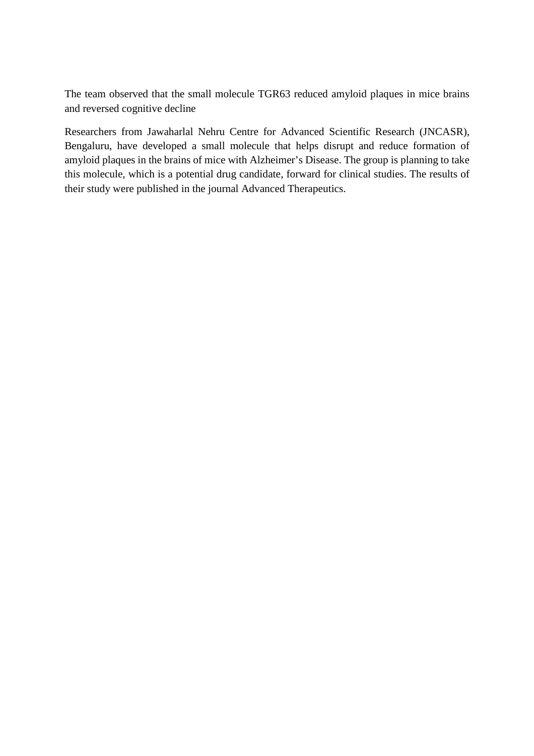The team observed that the small molecule TGR63 reduced amyloid plaques in mice brains and reversed cognitive decline

Researchers from Jawaharlal Nehru Centre for Advanced Scientific Research (JNCASR), Bengaluru, have developed a small molecule that helps disrupt and reduce formation of amyloid plaques in the brains of mice with Alzheimer's Disease. The group is planning to take this molecule, which is a potential drug candidate, forward for clinical studies. The results of their study were published in the journal Advanced Therapeutics.